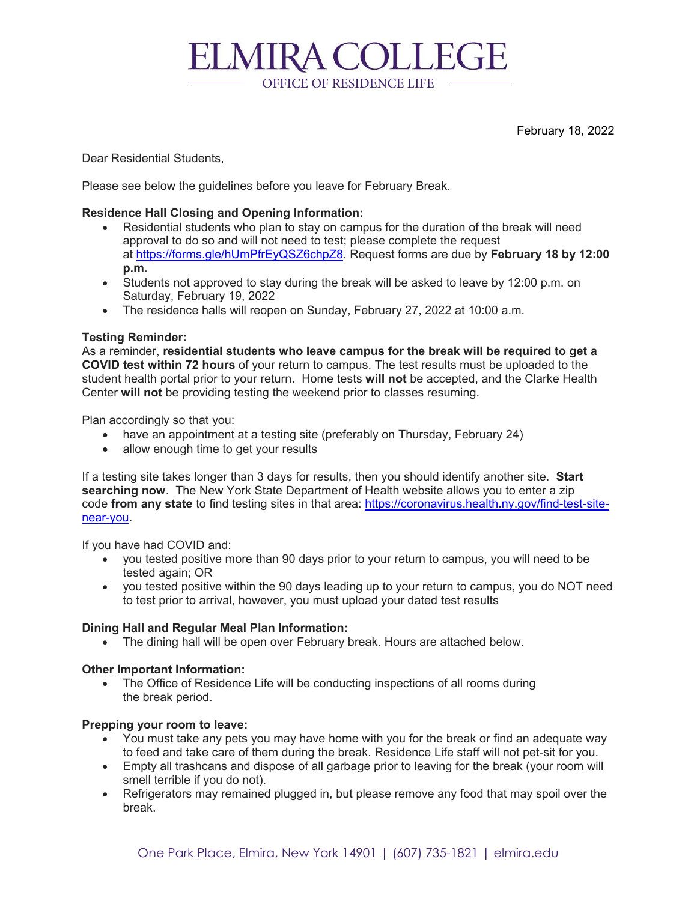# ELMIRA COLLEGE

OFFICE OF RESIDENCE LIFE

February 18, 2022

Dear Residential Students,

Please see below the guidelines before you leave for February Break.

**Residence Hall Closing and Opening Information:**

- Residential students who plan to stay on campus for the duration of the break will need approval to do so and will not need to test; please complete the request at [https://forms.gle/hUmPfrEyQSZ6chpZ8](https://forms.gle/hUmPfrEyQSZ6chpZ8). Request forms are due by **February 18 by 12:00 p.m.**
- Students not approved to stay during the break will be asked to leave by 12:00 p.m. on Saturday, February 19, 2022
- The residence halls will reopen on Sunday, February 27, 2022 at 10:00 a.m.

**Testing Reminder:**

As a reminder, **residential students who leave campus for the break will be required to get a COVID test within 72 hours** of your return to campus. The test results must be uploaded to the student health portal prior to your return. Home tests **will not** be accepted, and the Clarke Health Center **will not** be providing testing the weekend prior to classes resuming.

Plan accordingly so that you:

- have an appointment at a testing site (preferably on Thursday, February 24)
- allow enough time to get your results

If a testing site takes longer than 3 days for results, then you should identify another site. **Start searching now**. The New York State Department of Health website allows you to enter a zip code **from any state** to find testing sites in that area: [https://coronavirus.health.ny.gov/find-test-site-near-you](https://coronavirus.health.ny.gov/find-test-site-near-you).

If you have had COVID and:

- you tested positive more than 90 days prior to your return to campus, you will need to be tested again; OR
- you tested positive within the 90 days leading up to your return to campus, you do NOT need to test prior to arrival, however, you must upload your dated test results

**Dining Hall and Regular Meal Plan Information:**

- The dining hall will be open over February break. Hours are attached below.

**Other Important Information:**

- The Office of Residence Life will be conducting inspections of all rooms during the break period.

**Prepping your room to leave:**

- You must take any pets you may have home with you for the break or find an adequate way to feed and take care of them during the break. Residence Life staff will not pet-sit for you.
- Empty all trashcans and dispose of all garbage prior to leaving for the break (your room will smell terrible if you do not).
- Refrigerators may remained plugged in, but please remove any food that may spoil over the break.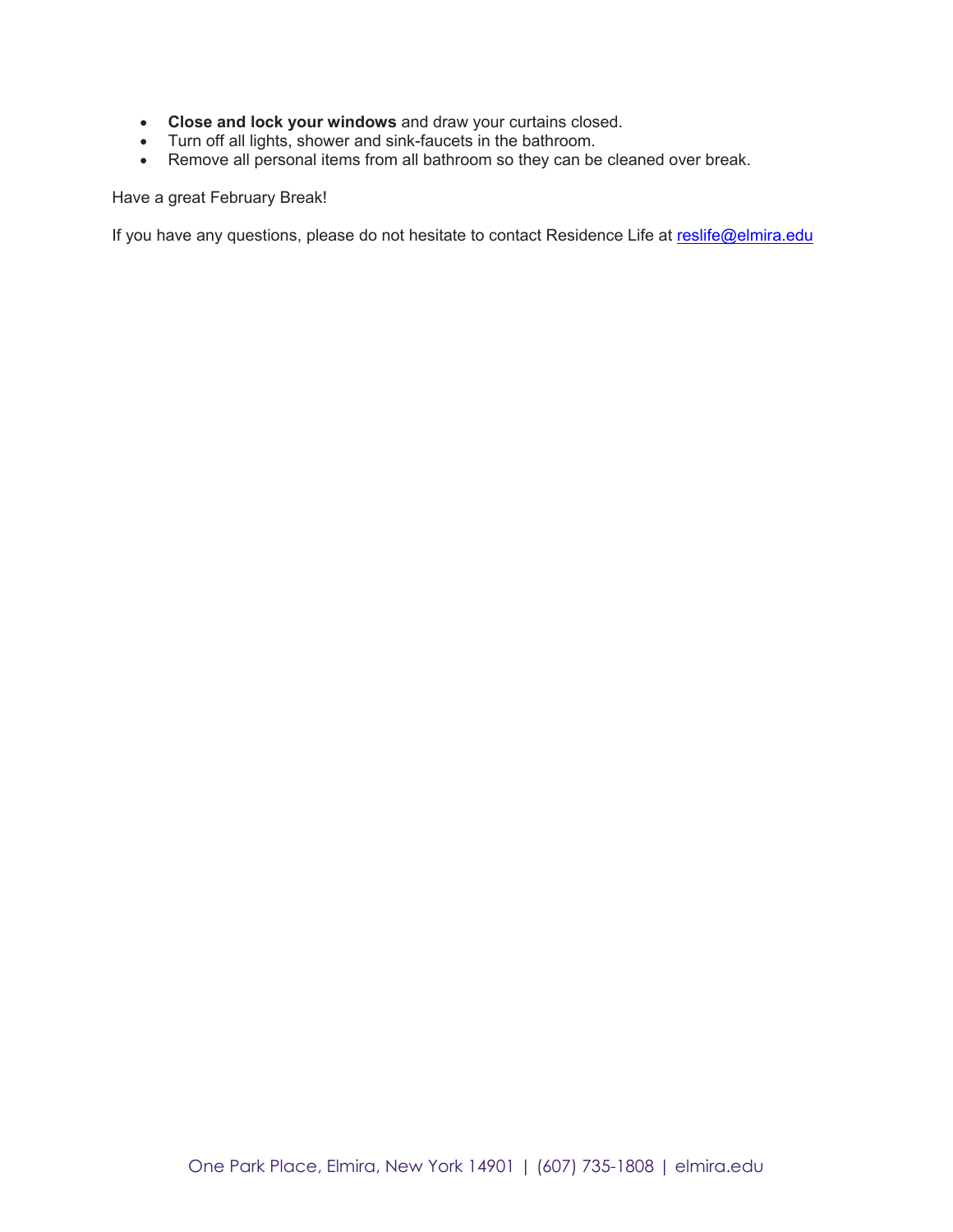- **Close and lock your windows** and draw your curtains closed.
- Turn off all lights, shower and sink-faucets in the bathroom.
- Remove all personal items from all bathroom so they can be cleaned over break.

Have a great February Break!

If you have any questions, please do not hesitate to contact Residence Life at reslife@elmira.edu